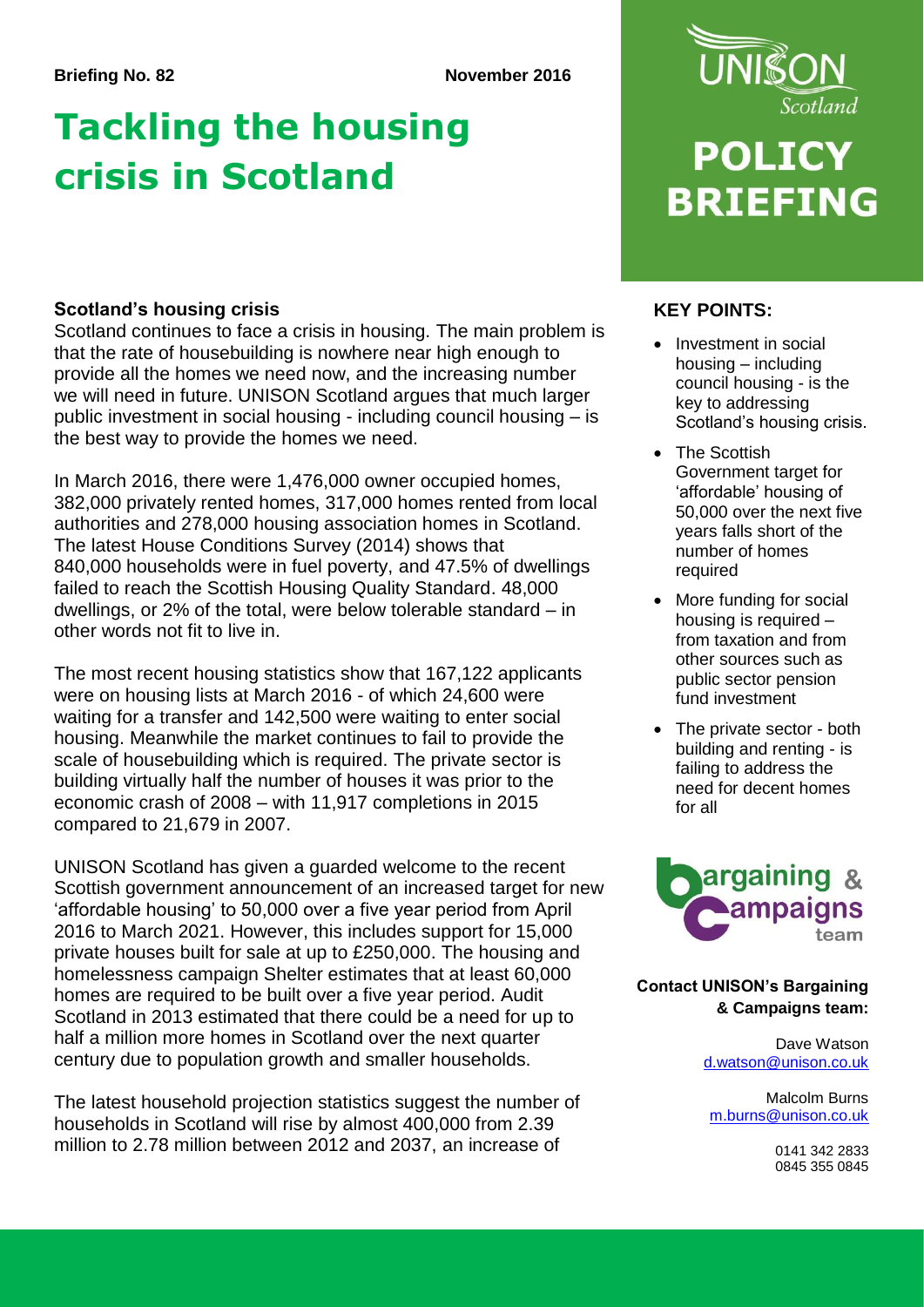**Briefing No. 82** **November 2016**

# Tackling the housing crisis in Scotland

UNISON Scotland

# POLICY BRIEFING

## Scotland's housing crisis

Scotland continues to face a crisis in housing. The main problem is that the rate of housebuilding is nowhere near high enough to provide all the homes we need now, and the increasing number we will need in future. UNISON Scotland argues that much larger public investment in social housing - including council housing – is the best way to provide the homes we need.

In March 2016, there were 1,476,000 owner occupied homes, 382,000 privately rented homes, 317,000 homes rented from local authorities and 278,000 housing association homes in Scotland. The latest House Conditions Survey (2014) shows that 840,000 households were in fuel poverty, and 47.5% of dwellings failed to reach the Scottish Housing Quality Standard. 48,000 dwellings, or 2% of the total, were below tolerable standard – in other words not fit to live in.

The most recent housing statistics show that 167,122 applicants were on housing lists at March 2016 - of which 24,600 were waiting for a transfer and 142,500 were waiting to enter social housing. Meanwhile the market continues to fail to provide the scale of housebuilding which is required. The private sector is building virtually half the number of houses it was prior to the economic crash of 2008 – with 11,917 completions in 2015 compared to 21,679 in 2007.

UNISON Scotland has given a guarded welcome to the recent Scottish government announcement of an increased target for new 'affordable housing' to 50,000 over a five year period from April 2016 to March 2021. However, this includes support for 15,000 private houses built for sale at up to £250,000. The housing and homelessness campaign Shelter estimates that at least 60,000 homes are required to be built over a five year period. Audit Scotland in 2013 estimated that there could be a need for up to half a million more homes in Scotland over the next quarter century due to population growth and smaller households.

The latest household projection statistics suggest the number of households in Scotland will rise by almost 400,000 from 2.39 million to 2.78 million between 2012 and 2037, an increase of

## KEY POINTS:

- Investment in social housing – including council housing - is the key to addressing Scotland's housing crisis.
- The Scottish Government target for 'affordable' housing of 50,000 over the next five years falls short of the number of homes required
- More funding for social housing is required – from taxation and from other sources such as public sector pension fund investment
- The private sector - both building and renting - is failing to address the need for decent homes for all

Bargaining & Campaigns team

**Contact UNISON's Bargaining & Campaigns team:**

Dave Watson
d.watson@unison.co.uk

Malcolm Burns
m.burns@unison.co.uk

0141 342 2833
0845 355 0845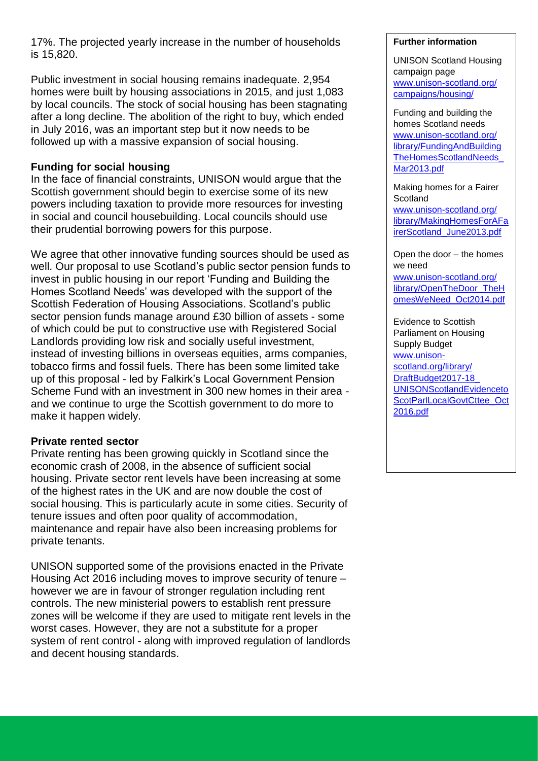17%. The projected yearly increase in the number of households is 15,820.

Public investment in social housing remains inadequate. 2,954 homes were built by housing associations in 2015, and just 1,083 by local councils. The stock of social housing has been stagnating after a long decline. The abolition of the right to buy, which ended in July 2016, was an important step but it now needs to be followed up with a massive expansion of social housing.

**Funding for social housing**

In the face of financial constraints, UNISON would argue that the Scottish government should begin to exercise some of its new powers including taxation to provide more resources for investing in social and council housebuilding. Local councils should use their prudential borrowing powers for this purpose.

We agree that other innovative funding sources should be used as well. Our proposal to use Scotland's public sector pension funds to invest in public housing in our report 'Funding and Building the Homes Scotland Needs' was developed with the support of the Scottish Federation of Housing Associations. Scotland's public sector pension funds manage around £30 billion of assets - some of which could be put to constructive use with Registered Social Landlords providing low risk and socially useful investment, instead of investing billions in overseas equities, arms companies, tobacco firms and fossil fuels. There has been some limited take up of this proposal - led by Falkirk's Local Government Pension Scheme Fund with an investment in 300 new homes in their area - and we continue to urge the Scottish government to do more to make it happen widely.

**Private rented sector**

Private renting has been growing quickly in Scotland since the economic crash of 2008, in the absence of sufficient social housing. Private sector rent levels have been increasing at some of the highest rates in the UK and are now double the cost of social housing. This is particularly acute in some cities. Security of tenure issues and often poor quality of accommodation, maintenance and repair have also been increasing problems for private tenants.

UNISON supported some of the provisions enacted in the Private Housing Act 2016 including moves to improve security of tenure – however we are in favour of stronger regulation including rent controls. The new ministerial powers to establish rent pressure zones will be welcome if they are used to mitigate rent levels in the worst cases. However, they are not a substitute for a proper system of rent control - along with improved regulation of landlords and decent housing standards.

**Further information**

UNISON Scotland Housing campaign page
www.unison-scotland.org/campaigns/housing/

Funding and building the homes Scotland needs
www.unison-scotland.org/library/FundingAndBuildingTheHomesScotlandNeeds_Mar2013.pdf

Making homes for a Fairer Scotland
www.unison-scotland.org/library/MakingHomesForAFairerScotland_June2013.pdf

Open the door – the homes we need
www.unison-scotland.org/library/OpenTheDoor_TheHomesWeNeed_Oct2014.pdf

Evidence to Scottish Parliament on Housing Supply Budget
www.unison-scotland.org/library/DraftBudget2017-18_UNISONScotlandEvidencetoScotParlLocalGovtCttee_Oct2016.pdf